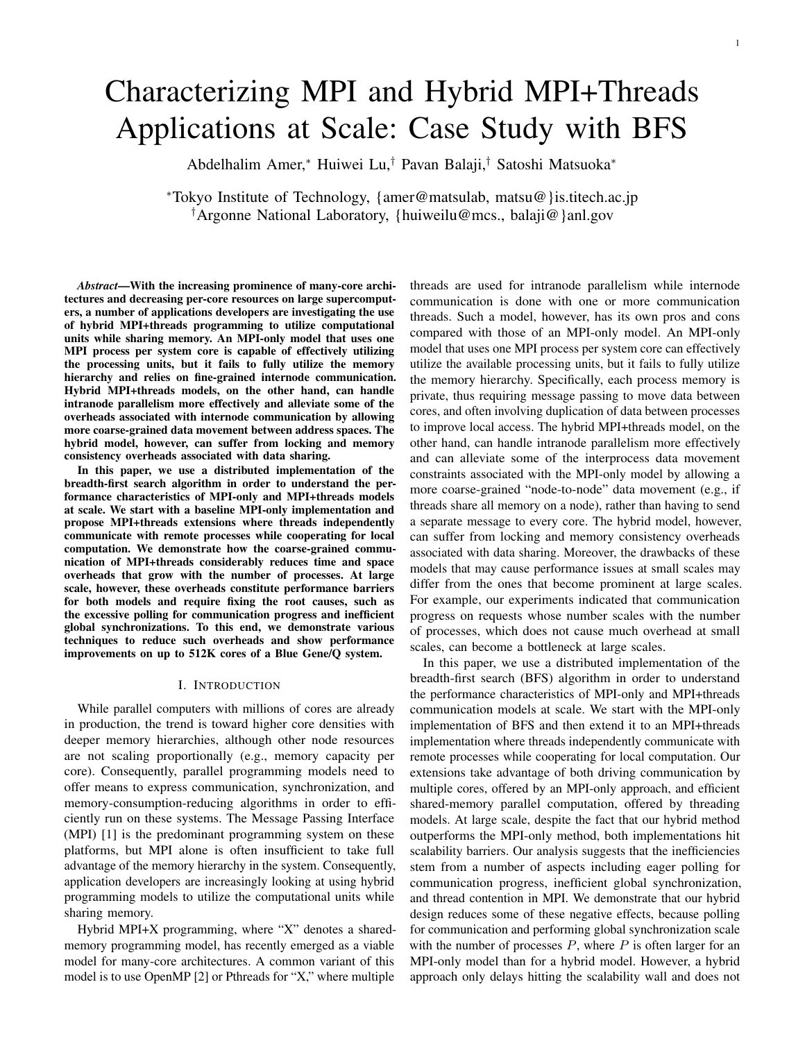# Characterizing MPI and Hybrid MPI+Threads Applications at Scale: Case Study with BFS

Abdelhalim Amer,* Huiwei Lu,† Pavan Balaji,† Satoshi Matsuoka*

*Tokyo Institute of Technology, {amer@matsulab, matsu@}is.titech.ac.jp
†Argonne National Laboratory, {huiweilu@mcs., balaji@}anl.gov

***Abstract*—With the increasing prominence of many-core architectures and decreasing per-core resources on large supercomputers, a number of applications developers are investigating the use of hybrid MPI+threads programming to utilize computational units while sharing memory. An MPI-only model that uses one MPI process per system core is capable of effectively utilizing the processing units, but it fails to fully utilize the memory hierarchy and relies on fine-grained internode communication. Hybrid MPI+threads models, on the other hand, can handle intranode parallelism more effectively and alleviate some of the overheads associated with internode communication by allowing more coarse-grained data movement between address spaces. The hybrid model, however, can suffer from locking and memory consistency overheads associated with data sharing.**

**In this paper, we use a distributed implementation of the breadth-first search algorithm in order to understand the performance characteristics of MPI-only and MPI+threads models at scale. We start with a baseline MPI-only implementation and propose MPI+threads extensions where threads independently communicate with remote processes while cooperating for local computation. We demonstrate how the coarse-grained communication of MPI+threads considerably reduces time and space overheads that grow with the number of processes. At large scale, however, these overheads constitute performance barriers for both models and require fixing the root causes, such as the excessive polling for communication progress and inefficient global synchronizations. To this end, we demonstrate various techniques to reduce such overheads and show performance improvements on up to 512K cores of a Blue Gene/Q system.**

## I. Introduction

While parallel computers with millions of cores are already in production, the trend is toward higher core densities with deeper memory hierarchies, although other node resources are not scaling proportionally (e.g., memory capacity per core). Consequently, parallel programming models need to offer means to express communication, synchronization, and memory-consumption-reducing algorithms in order to efficiently run on these systems. The Message Passing Interface (MPI) [1] is the predominant programming system on these platforms, but MPI alone is often insufficient to take full advantage of the memory hierarchy in the system. Consequently, application developers are increasingly looking at using hybrid programming models to utilize the computational units while sharing memory.

Hybrid MPI+X programming, where "X" denotes a shared-memory programming model, has recently emerged as a viable model for many-core architectures. A common variant of this model is to use OpenMP [2] or Pthreads for "X," where multiple threads are used for intranode parallelism while internode communication is done with one or more communication threads. Such a model, however, has its own pros and cons compared with those of an MPI-only model. An MPI-only model that uses one MPI process per system core can effectively utilize the available processing units, but it fails to fully utilize the memory hierarchy. Specifically, each process memory is private, thus requiring message passing to move data between cores, and often involving duplication of data between processes to improve local access. The hybrid MPI+threads model, on the other hand, can handle intranode parallelism more effectively and can alleviate some of the interprocess data movement constraints associated with the MPI-only model by allowing a more coarse-grained "node-to-node" data movement (e.g., if threads share all memory on a node), rather than having to send a separate message to every core. The hybrid model, however, can suffer from locking and memory consistency overheads associated with data sharing. Moreover, the drawbacks of these models that may cause performance issues at small scales may differ from the ones that become prominent at large scales. For example, our experiments indicated that communication progress on requests whose number scales with the number of processes, which does not cause much overhead at small scales, can become a bottleneck at large scales.

In this paper, we use a distributed implementation of the breadth-first search (BFS) algorithm in order to understand the performance characteristics of MPI-only and MPI+threads communication models at scale. We start with the MPI-only implementation of BFS and then extend it to an MPI+threads implementation where threads independently communicate with remote processes while cooperating for local computation. Our extensions take advantage of both driving communication by multiple cores, offered by an MPI-only approach, and efficient shared-memory parallel computation, offered by threading models. At large scale, despite the fact that our hybrid method outperforms the MPI-only method, both implementations hit scalability barriers. Our analysis suggests that the inefficiencies stem from a number of aspects including eager polling for communication progress, inefficient global synchronization, and thread contention in MPI. We demonstrate that our hybrid design reduces some of these negative effects, because polling for communication and performing global synchronization scale with the number of processes $P$, where $P$ is often larger for an MPI-only model than for a hybrid model. However, a hybrid approach only delays hitting the scalability wall and does not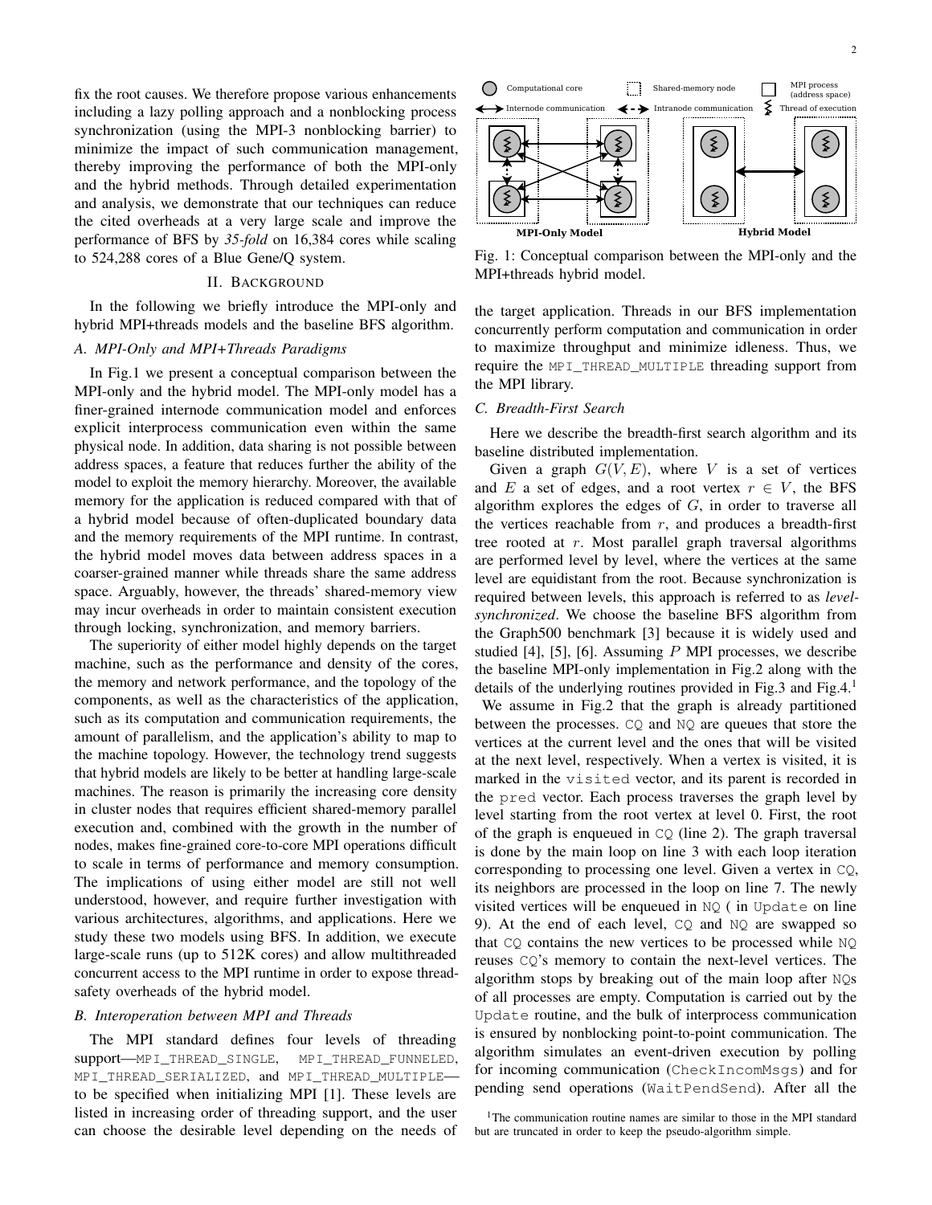fix the root causes. We therefore propose various enhancements including a lazy polling approach and a nonblocking process synchronization (using the MPI-3 nonblocking barrier) to minimize the impact of such communication management, thereby improving the performance of both the MPI-only and the hybrid methods. Through detailed experimentation and analysis, we demonstrate that our techniques can reduce the cited overheads at a very large scale and improve the performance of BFS by *35-fold* on 16,384 cores while scaling to 524,288 cores of a Blue Gene/Q system.

## II. Background

In the following we briefly introduce the MPI-only and hybrid MPI+threads models and the baseline BFS algorithm.

### A. MPI-Only and MPI+Threads Paradigms

In Fig.1 we present a conceptual comparison between the MPI-only and the hybrid model. The MPI-only model has a finer-grained internode communication model and enforces explicit interprocess communication even within the same physical node. In addition, data sharing is not possible between address spaces, a feature that reduces further the ability of the model to exploit the memory hierarchy. Moreover, the available memory for the application is reduced compared with that of a hybrid model because of often-duplicated boundary data and the memory requirements of the MPI runtime. In contrast, the hybrid model moves data between address spaces in a coarser-grained manner while threads share the same address space. Arguably, however, the threads' shared-memory view may incur overheads in order to maintain consistent execution through locking, synchronization, and memory barriers.

The superiority of either model highly depends on the target machine, such as the performance and density of the cores, the memory and network performance, and the topology of the components, as well as the characteristics of the application, such as its computation and communication requirements, the amount of parallelism, and the application's ability to map to the machine topology. However, the technology trend suggests that hybrid models are likely to be better at handling large-scale machines. The reason is primarily the increasing core density in cluster nodes that requires efficient shared-memory parallel execution and, combined with the growth in the number of nodes, makes fine-grained core-to-core MPI operations difficult to scale in terms of performance and memory consumption. The implications of using either model are still not well understood, however, and require further investigation with various architectures, algorithms, and applications. Here we study these two models using BFS. In addition, we execute large-scale runs (up to 512K cores) and allow multithreaded concurrent access to the MPI runtime in order to expose thread-safety overheads of the hybrid model.

### B. Interoperation between MPI and Threads

The MPI standard defines four levels of threading support—`MPI_THREAD_SINGLE`, `MPI_THREAD_FUNNELED`, `MPI_THREAD_SERIALIZED`, and `MPI_THREAD_MULTIPLE`—to be specified when initializing MPI [1]. These levels are listed in increasing order of threading support, and the user can choose the desirable level depending on the needs of the target application. Threads in our BFS implementation concurrently perform computation and communication in order to maximize throughput and minimize idleness. Thus, we require the `MPI_THREAD_MULTIPLE` threading support from the MPI library.

Computational core
Shared-memory node
MPI process (address space)
Internode communication
Intranode communication
Thread of execution
MPI-Only Model
Hybrid Model

Fig. 1: Conceptual comparison between the MPI-only and the MPI+threads hybrid model.

### C. Breadth-First Search

Here we describe the breadth-first search algorithm and its baseline distributed implementation.

Given a graph $G(V, E)$, where $V$ is a set of vertices and $E$ a set of edges, and a root vertex $r \in V$, the BFS algorithm explores the edges of $G$, in order to traverse all the vertices reachable from $r$, and produces a breadth-first tree rooted at $r$. Most parallel graph traversal algorithms are performed level by level, where the vertices at the same level are equidistant from the root. Because synchronization is required between levels, this approach is referred to as *level-synchronized*. We choose the baseline BFS algorithm from the Graph500 benchmark [3] because it is widely used and studied [4], [5], [6]. Assuming $P$ MPI processes, we describe the baseline MPI-only implementation in Fig.2 along with the details of the underlying routines provided in Fig.3 and Fig.4.[1]

We assume in Fig.2 that the graph is already partitioned between the processes. `CQ` and `NQ` are queues that store the vertices at the current level and the ones that will be visited at the next level, respectively. When a vertex is visited, it is marked in the `visited` vector, and its parent is recorded in the `pred` vector. Each process traverses the graph level by level starting from the root vertex at level 0. First, the root of the graph is enqueued in `CQ` (line 2). The graph traversal is done by the main loop on line 3 with each loop iteration corresponding to processing one level. Given a vertex in `CQ`, its neighbors are processed in the loop on line 7. The newly visited vertices will be enqueued in `NQ` ( in `Update` on line 9). At the end of each level, `CQ` and `NQ` are swapped so that `CQ` contains the new vertices to be processed while `NQ` reuses `CQ`'s memory to contain the next-level vertices. The algorithm stops by breaking out of the main loop after `NQ`s of all processes are empty. Computation is carried out by the `Update` routine, and the bulk of interprocess communication is ensured by nonblocking point-to-point communication. The algorithm simulates an event-driven execution by polling for incoming communication (`CheckIncomMsgs`) and for pending send operations (`WaitPendSend`). After all the

[1] The communication routine names are similar to those in the MPI standard but are truncated in order to keep the pseudo-algorithm simple.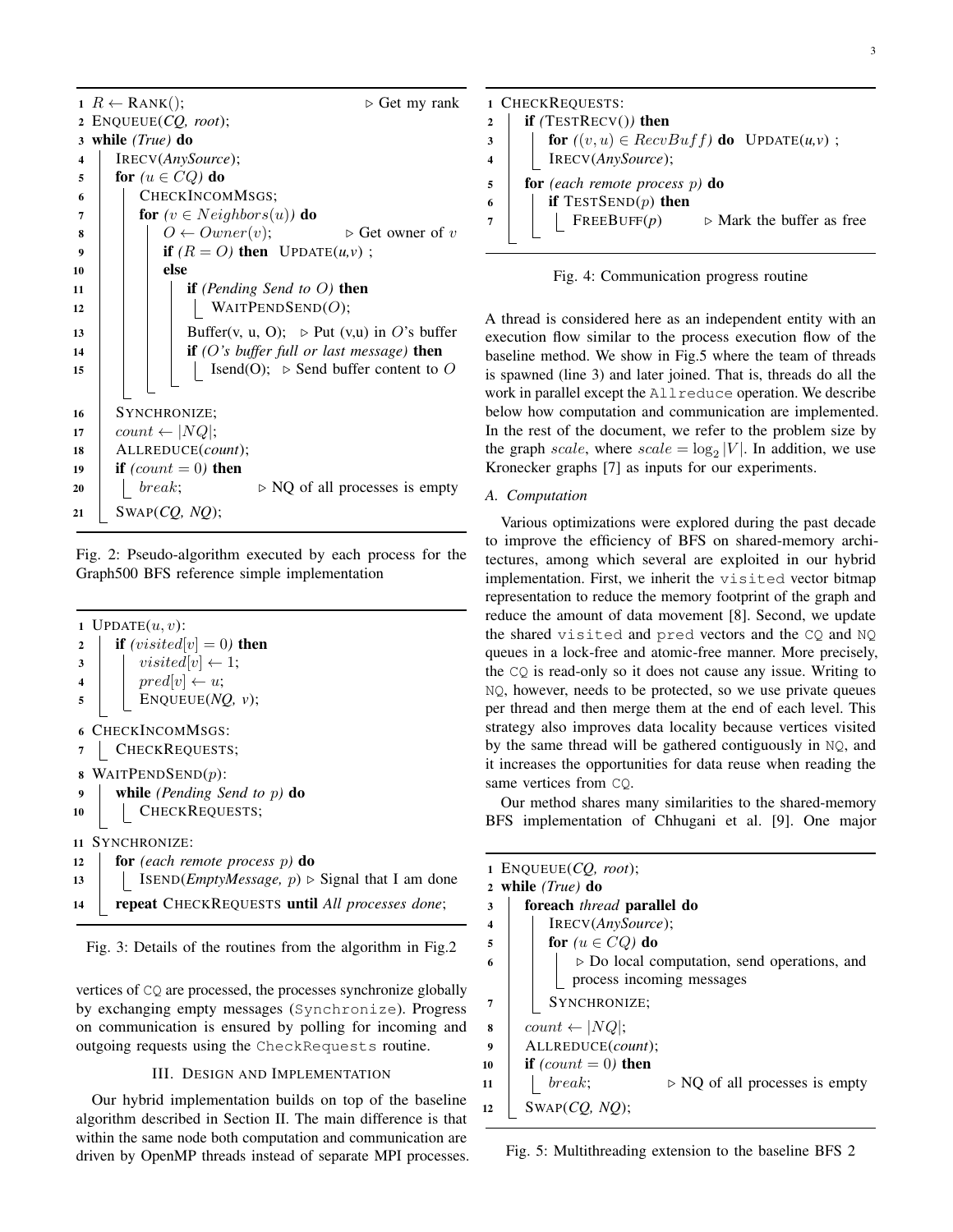```
1  R ← RANK();                          ▷ Get my rank
2  ENQUEUE(CQ, root);
3  while (True) do
4  |   IRECV(AnySource);
5  |   for (u ∈ CQ) do
6  |   |   CHECKINCOMMSGS;
7  |   |   for (v ∈ Neighbors(u)) do
8  |   |   |   O ← Owner(v);            ▷ Get owner of v
9  |   |   |   if (R = O) then  UPDATE(u,v) ;
10 |   |   |   else
11 |   |   |   |   if (Pending Send to O) then
12 |   |   |   |   |   WAITPENDSEND(O);
13 |   |   |   |   Buffer(v, u, O);   ▷ Put (v,u) in O's buffer
14 |   |   |   |   if (O's buffer full or last message) then
15 |   |   |   |   |   Isend(O);   ▷ Send buffer content to O
16 |   SYNCHRONIZE;
17 |   count ← |NQ|;
18 |   ALLREDUCE(count);
19 |   if (count = 0) then
20 |   |   break;                       ▷ NQ of all processes is empty
21 |   SWAP(CQ, NQ);
```

Fig. 2: Pseudo-algorithm executed by each process for the Graph500 BFS reference simple implementation

```
1  UPDATE(u, v):
2  |   if (visited[v] = 0) then
3  |   |   visited[v] ← 1;
4  |   |   pred[v] ← u;
5  |   |   ENQUEUE(NQ, v);
6  CHECKINCOMMSGS:
7  |   CHECKREQUESTS;
8  WAITPENDSEND(p):
9  |   while (Pending Send to p) do
10 |   |   CHECKREQUESTS;
11 SYNCHRONIZE:
12 |   for (each remote process p) do
13 |   |   ISEND(EmptyMessage, p) ▷ Signal that I am done
14 |   repeat CHECKREQUESTS until All processes done;
```

Fig. 3: Details of the routines from the algorithm in Fig.2

vertices of CQ are processed, the processes synchronize globally by exchanging empty messages (Synchronize). Progress on communication is ensured by polling for incoming and outgoing requests using the CheckRequests routine.

## III. Design and Implementation

Our hybrid implementation builds on top of the baseline algorithm described in Section II. The main difference is that within the same node both computation and communication are driven by OpenMP threads instead of separate MPI processes.

```
1  CHECKREQUESTS:
2  |   if (TESTRECV()) then
3  |   |   for ((v, u) ∈ RecvBuff) do  UPDATE(u,v) ;
4  |   |   IRECV(AnySource);
5  |   for (each remote process p) do
6  |   |   if TESTSEND(p) then
7  |   |   |   FREEBUFF(p)        ▷ Mark the buffer as free
```

Fig. 4: Communication progress routine

A thread is considered here as an independent entity with an execution flow similar to the process execution flow of the baseline method. We show in Fig.5 where the team of threads is spawned (line 3) and later joined. That is, threads do all the work in parallel except the Allreduce operation. We describe below how computation and communication are implemented. In the rest of the document, we refer to the problem size by the graph $scale$, where $scale = \log_2 |V|$. In addition, we use Kronecker graphs [7] as inputs for our experiments.

### A. Computation

Various optimizations were explored during the past decade to improve the efficiency of BFS on shared-memory architectures, among which several are exploited in our hybrid implementation. First, we inherit the visited vector bitmap representation to reduce the memory footprint of the graph and reduce the amount of data movement [8]. Second, we update the shared visited and pred vectors and the CQ and NQ queues in a lock-free and atomic-free manner. More precisely, the CQ is read-only so it does not cause any issue. Writing to NQ, however, needs to be protected, so we use private queues per thread and then merge them at the end of each level. This strategy also improves data locality because vertices visited by the same thread will be gathered contiguously in NQ, and it increases the opportunities for data reuse when reading the same vertices from CQ.

Our method shares many similarities to the shared-memory BFS implementation of Chhugani et al. [9]. One major

```
1  ENQUEUE(CQ, root);
2  while (True) do
3  |   foreach thread parallel do
4  |   |   IRECV(AnySource);
5  |   |   for (u ∈ CQ) do
6  |   |   |   ▷ Do local computation, send operations, and
   |   |   |     process incoming messages
7  |   |   SYNCHRONIZE;
8  |   count ← |NQ|;
9  |   ALLREDUCE(count);
10 |   if (count = 0) then
11 |   |   break;                       ▷ NQ of all processes is empty
12 |   SWAP(CQ, NQ);
```

Fig. 5: Multithreading extension to the baseline BFS 2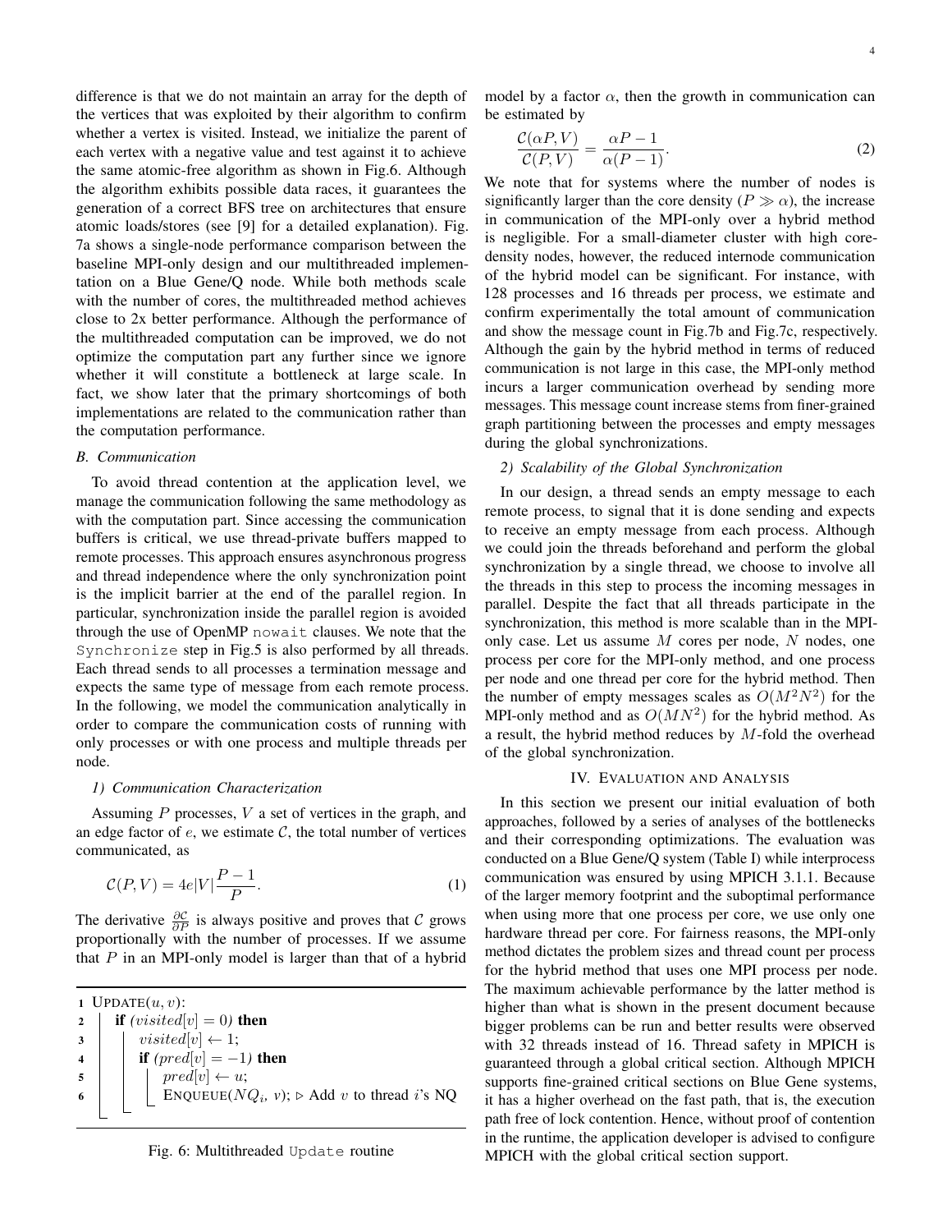difference is that we do not maintain an array for the depth of the vertices that was exploited by their algorithm to confirm whether a vertex is visited. Instead, we initialize the parent of each vertex with a negative value and test against it to achieve the same atomic-free algorithm as shown in Fig.6. Although the algorithm exhibits possible data races, it guarantees the generation of a correct BFS tree on architectures that ensure atomic loads/stores (see [9] for a detailed explanation). Fig. 7a shows a single-node performance comparison between the baseline MPI-only design and our multithreaded implementation on a Blue Gene/Q node. While both methods scale with the number of cores, the multithreaded method achieves close to 2x better performance. Although the performance of the multithreaded computation can be improved, we do not optimize the computation part any further since we ignore whether it will constitute a bottleneck at large scale. In fact, we show later that the primary shortcomings of both implementations are related to the communication rather than the computation performance.

### B. Communication

To avoid thread contention at the application level, we manage the communication following the same methodology as with the computation part. Since accessing the communication buffers is critical, we use thread-private buffers mapped to remote processes. This approach ensures asynchronous progress and thread independence where the only synchronization point is the implicit barrier at the end of the parallel region. In particular, synchronization inside the parallel region is avoided through the use of OpenMP `nowait` clauses. We note that the `Synchronize` step in Fig.5 is also performed by all threads. Each thread sends to all processes a termination message and expects the same type of message from each remote process. In the following, we model the communication analytically in order to compare the communication costs of running with only processes or with one process and multiple threads per node.

#### 1) Communication Characterization

Assuming $P$ processes, $V$ a set of vertices in the graph, and an edge factor of $e$, we estimate $\mathcal{C}$, the total number of vertices communicated, as

$$\mathcal{C}(P, V) = 4e|V|\frac{P-1}{P}. \tag{1}$$

The derivative $\frac{\partial \mathcal{C}}{\partial P}$ is always positive and proves that $\mathcal{C}$ grows proportionally with the number of processes. If we assume that $P$ in an MPI-only model is larger than that of a hybrid model by a factor $\alpha$, then the growth in communication can be estimated by

$$\frac{\mathcal{C}(\alpha P, V)}{\mathcal{C}(P, V)} = \frac{\alpha P - 1}{\alpha(P-1)}. \tag{2}$$

We note that for systems where the number of nodes is significantly larger than the core density ($P \gg \alpha$), the increase in communication of the MPI-only over a hybrid method is negligible. For a small-diameter cluster with high core-density nodes, however, the reduced internode communication of the hybrid model can be significant. For instance, with 128 processes and 16 threads per process, we estimate and confirm experimentally the total amount of communication and show the message count in Fig.7b and Fig.7c, respectively. Although the gain by the hybrid method in terms of reduced communication is not large in this case, the MPI-only method incurs a larger communication overhead by sending more messages. This message count increase stems from finer-grained graph partitioning between the processes and empty messages during the global synchronizations.

```
1 UPDATE(u, v):
2   if (visited[v] = 0) then
3     visited[v] ← 1;
4     if (pred[v] = −1) then
5       pred[v] ← u;
6       ENQUEUE(NQ_i, v); ▷ Add v to thread i's NQ
```

Fig. 6: Multithreaded `Update` routine

#### 2) Scalability of the Global Synchronization

In our design, a thread sends an empty message to each remote process, to signal that it is done sending and expects to receive an empty message from each process. Although we could join the threads beforehand and perform the global synchronization by a single thread, we choose to involve all the threads in this step to process the incoming messages in parallel. Despite the fact that all threads participate in the synchronization, this method is more scalable than in the MPI-only case. Let us assume $M$ cores per node, $N$ nodes, one process per core for the MPI-only method, and one process per node and one thread per core for the hybrid method. Then the number of empty messages scales as $O(M^2N^2)$ for the MPI-only method and as $O(MN^2)$ for the hybrid method. As a result, the hybrid method reduces by $M$-fold the overhead of the global synchronization.

## IV. Evaluation and Analysis

In this section we present our initial evaluation of both approaches, followed by a series of analyses of the bottlenecks and their corresponding optimizations. The evaluation was conducted on a Blue Gene/Q system (Table I) while interprocess communication was ensured by using MPICH 3.1.1. Because of the larger memory footprint and the suboptimal performance when using more that one process per core, we use only one hardware thread per core. For fairness reasons, the MPI-only method dictates the problem sizes and thread count per process for the hybrid method that uses one MPI process per node. The maximum achievable performance by the latter method is higher than what is shown in the present document because bigger problems can be run and better results were observed with 32 threads instead of 16. Thread safety in MPICH is guaranteed through a global critical section. Although MPICH supports fine-grained critical sections on Blue Gene systems, it has a higher overhead on the fast path, that is, the execution path free of lock contention. Hence, without proof of contention in the runtime, the application developer is advised to configure MPICH with the global critical section support.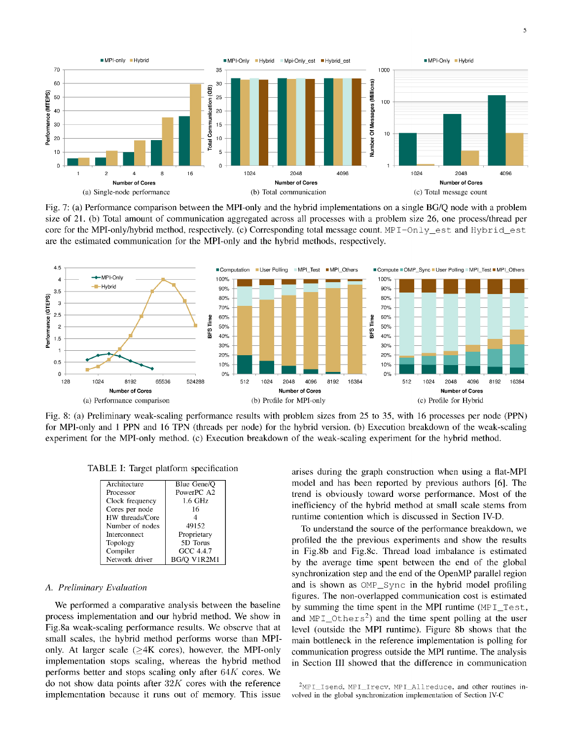■MPI-only ■Hybrid

70
60
50
40
30
20
10
0

Performance (MTEPS)

1 2 4 8 16

Number of Cores

(a) Single-node performance

■MPI-Only ■Hybrid ■Mpi-Only_est ■Hybrid_est

35
30
25
20
15
10
5
0

Total Communication (GB)

1024 2048 4096

Number of Cores

(b) Total communication

■MPI-Only ■Hybrid

1000
100
10
1

Number Of Messages (Millions)

1024 2048 4096

Number of Cores

(c) Total message count

Fig. 7: (a) Performance comparison between the MPI-only and the hybrid implementations on a single BG/Q node with a problem size of 21. (b) Total amount of communication aggregated across all processes with a problem size 26, one process/thread per core for the MPI-only/hybrid method, respectively. (c) Corresponding total message count. `MPI-Only_est` and `Hybrid_est` are the estimated communication for the MPI-only and the hybrid methods, respectively.

4.5
4
3.5
3
2.5
2
1.5
1
0.5
0

Performance (GTEPS)

MPI-Only
Hybrid

128 1024 8192 65536 524288

Number of Cores

(a) Performance comparison

■Computation ■User Polling ■MPI_Test ■MPI_Others

100%
90%
80%
70%
60%
50%
40%
30%
20%
10%
0%

BFS Time

512 1024 2048 4096 8192 16384

Number of Cores

(b) Profile for MPI-only

■Compute ■OMP_Sync ■User Polling ■MPI_Test ■MPI_Others

100%
90%
80%
70%
60%
50%
40%
30%
20%
10%
0%

BFS Time

512 1024 2048 4096 8192 16384

Number of Cores

(c) Profile for Hybrid

Fig. 8: (a) Preliminary weak-scaling performance results with problem sizes from 25 to 35, with 16 processes per node (PPN) for MPI-only and 1 PPN and 16 TPN (threads per node) for the hybrid version. (b) Execution breakdown of the weak-scaling experiment for the MPI-only method. (c) Execution breakdown of the weak-scaling experiment for the hybrid method.

TABLE I: Target platform specification

| | |
|---|---|
| Architecture | Blue Gene/Q |
| Processor | PowerPC A2 |
| Clock frequency | 1.6 GHz |
| Cores per node | 16 |
| HW threads/Core | 4 |
| Number of nodes | 49152 |
| Interconnect | Proprietary |
| Topology | 5D Torus |
| Compiler | GCC 4.4.7 |
| Network driver | BG/Q V1R2M1 |

### *A. Preliminary Evaluation*

We performed a comparative analysis between the baseline process implementation and our hybrid method. We show in Fig.8a weak-scaling performance results. We observe that at small scales, the hybrid method performs worse than MPI-only. At larger scale ($\geq$4K cores), however, the MPI-only implementation stops scaling, whereas the hybrid method performs better and stops scaling only after $64K$ cores. We do not show data points after $32K$ cores with the reference implementation because it runs out of memory. This issue arises during the graph construction when using a flat-MPI model and has been reported by previous authors [6]. The trend is obviously toward worse performance. Most of the inefficiency of the hybrid method at small scale stems from runtime contention which is discussed in Section IV-D.

To understand the source of the performance breakdown, we profiled the the previous experiments and show the results in Fig.8b and Fig.8c. Thread load imbalance is estimated by the average time spent between the end of the global synchronization step and the end of the OpenMP parallel region and is shown as `OMP_Sync` in the hybrid model profiling figures. The non-overlapped communication cost is estimated by summing the time spent in the MPI runtime (`MPI_Test`, and `MPI_Others`[2]) and the time spent polling at the user level (outside the MPI runtime). Figure 8b shows that the main bottleneck in the reference implementation is polling for communication progress outside the MPI runtime. The analysis in Section III showed that the difference in communication

[2]`MPI_Isend`, `MPI_Irecv`, `MPI_Allreduce`, and other routines involved in the global synchronization implementation of Section IV-C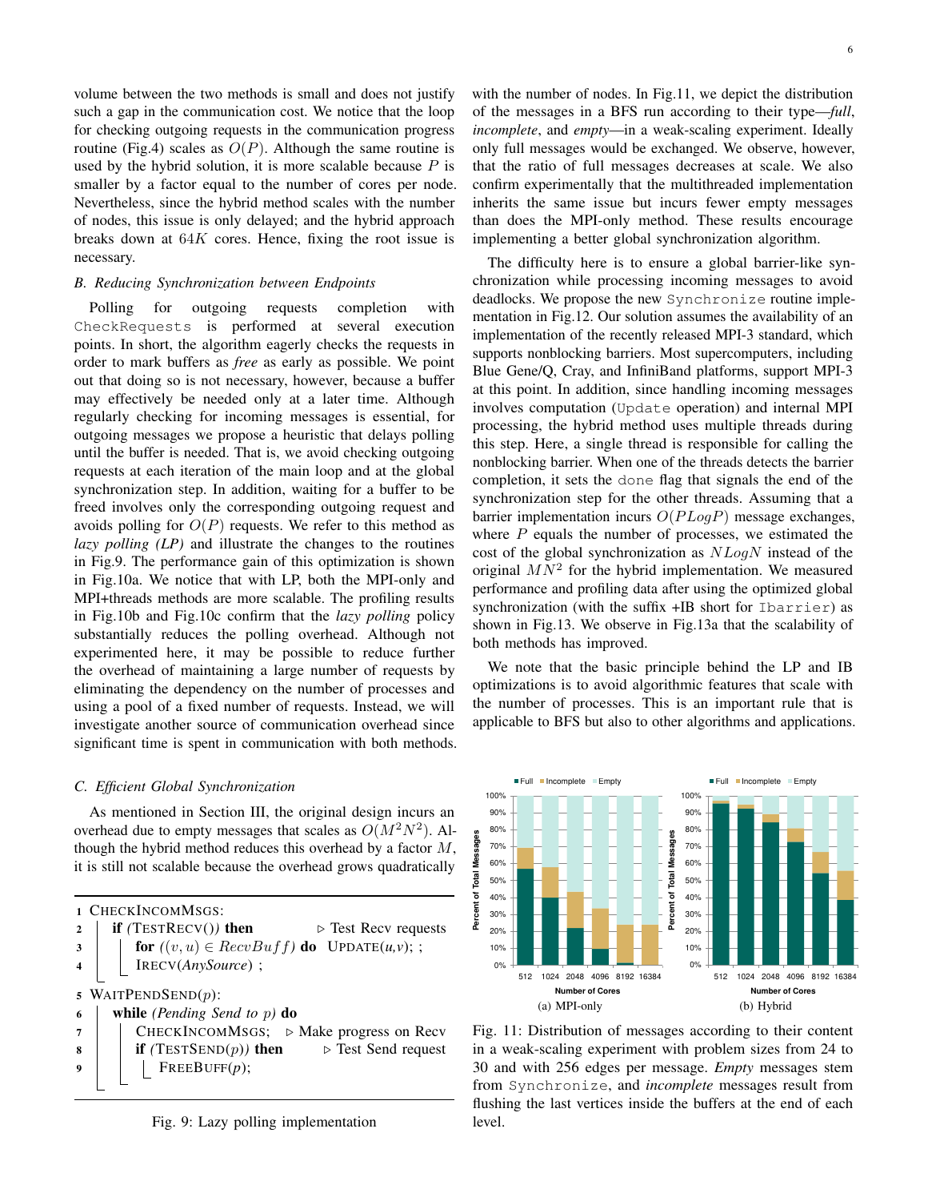volume between the two methods is small and does not justify such a gap in the communication cost. We notice that the loop for checking outgoing requests in the communication progress routine (Fig.4) scales as $O(P)$. Although the same routine is used by the hybrid solution, it is more scalable because $P$ is smaller by a factor equal to the number of cores per node. Nevertheless, since the hybrid method scales with the number of nodes, this issue is only delayed; and the hybrid approach breaks down at $64K$ cores. Hence, fixing the root issue is necessary.

### B. Reducing Synchronization between Endpoints

Polling for outgoing requests completion with `CheckRequests` is performed at several execution points. In short, the algorithm eagerly checks the requests in order to mark buffers as *free* as early as possible. We point out that doing so is not necessary, however, because a buffer may effectively be needed only at a later time. Although regularly checking for incoming messages is essential, for outgoing messages we propose a heuristic that delays polling until the buffer is needed. That is, we avoid checking outgoing requests at each iteration of the main loop and at the global synchronization step. In addition, waiting for a buffer to be freed involves only the corresponding outgoing request and avoids polling for $O(P)$ requests. We refer to this method as *lazy polling (LP)* and illustrate the changes to the routines in Fig.9. The performance gain of this optimization is shown in Fig.10a. We notice that with LP, both the MPI-only and MPI+threads methods are more scalable. The profiling results in Fig.10b and Fig.10c confirm that the *lazy polling* policy substantially reduces the polling overhead. Although not experimented here, it may be possible to reduce further the overhead of maintaining a large number of requests by eliminating the dependency on the number of processes and using a pool of a fixed number of requests. Instead, we will investigate another source of communication overhead since significant time is spent in communication with both methods.

### C. Efficient Global Synchronization

As mentioned in Section III, the original design incurs an overhead due to empty messages that scales as $O(M^2N^2)$. Although the hybrid method reduces this overhead by a factor $M$, it is still not scalable because the overhead grows quadratically with the number of nodes. In Fig.11, we depict the distribution of the messages in a BFS run according to their type—*full*, *incomplete*, and *empty*—in a weak-scaling experiment. Ideally only full messages would be exchanged. We observe, however, that the ratio of full messages decreases at scale. We also confirm experimentally that the multithreaded implementation inherits the same issue but incurs fewer empty messages than does the MPI-only method. These results encourage implementing a better global synchronization algorithm.

```
1 CheckIncomMsgs:
2   if (TestRecv()) then                    ▷ Test Recv requests
3     for ((v, u) ∈ RecvBuff) do Update(u,v); ;
4     IRecv(AnySource) ;
5 WaitPendSend(p):
6   while (Pending Send to p) do
7     CheckIncomMsgs;   ▷ Make progress on Recv
8     if (TestSend(p)) then        ▷ Test Send request
9       FreeBuff(p);
```

Fig. 9: Lazy polling implementation

The difficulty here is to ensure a global barrier-like synchronization while processing incoming messages to avoid deadlocks. We propose the new `Synchronize` routine implementation in Fig.12. Our solution assumes the availability of an implementation of the recently released MPI-3 standard, which supports nonblocking barriers. Most supercomputers, including Blue Gene/Q, Cray, and InfiniBand platforms, support MPI-3 at this point. In addition, since handling incoming messages involves computation (`Update` operation) and internal MPI processing, the hybrid method uses multiple threads during this step. Here, a single thread is responsible for calling the nonblocking barrier. When one of the threads detects the barrier completion, it sets the `done` flag that signals the end of the synchronization step for the other threads. Assuming that a barrier implementation incurs $O(PLogP)$ message exchanges, where $P$ equals the number of processes, we estimated the cost of the global synchronization as $NLogN$ instead of the original $MN^2$ for the hybrid implementation. We measured performance and profiling data after using the optimized global synchronization (with the suffix +IB short for `Ibarrier`) as shown in Fig.13. We observe in Fig.13a that the scalability of both methods has improved.

We note that the basic principle behind the LP and IB optimizations is to avoid algorithmic features that scale with the number of processes. This is an important rule that is applicable to BFS but also to other algorithms and applications.

■ Full ■ Incomplete ■ Empty

100%
90%
80%
70%
60%
50%
40%
30%
20%
10%
0%

Percent of Total Messages

512 1024 2048 4096 8192 16384

Number of Cores

(a) MPI-only

■ Full ■ Incomplete ■ Empty

100%
90%
80%
70%
60%
50%
40%
30%
20%
10%
0%

Percent of Total Messages

512 1024 2048 4096 8192 16384

Number of Cores

(b) Hybrid

Fig. 11: Distribution of messages according to their content in a weak-scaling experiment with problem sizes from 24 to 30 and with 256 edges per message. *Empty* messages stem from `Synchronize`, and *incomplete* messages result from flushing the last vertices inside the buffers at the end of each level.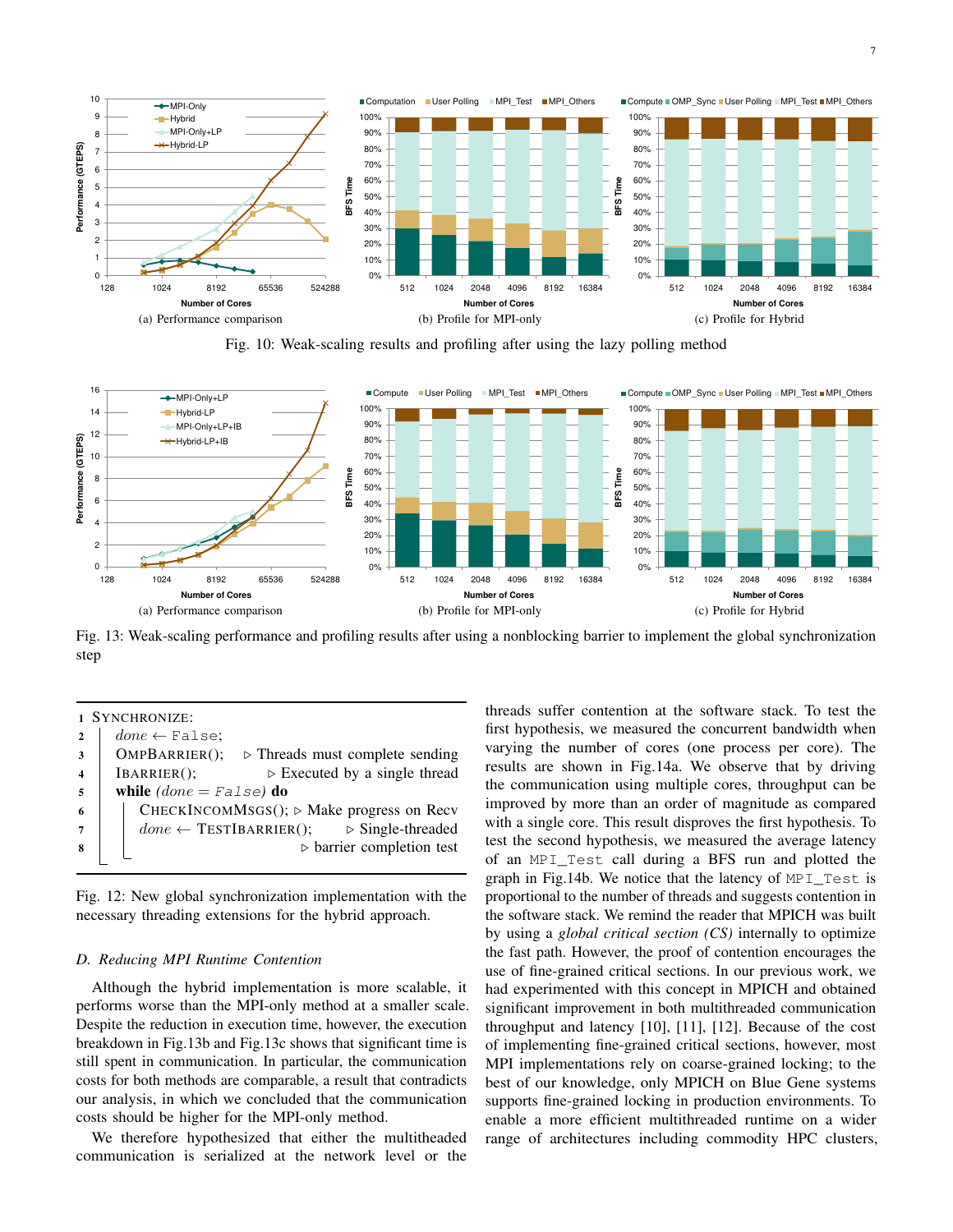Performance (GTEPS)
10
9
8
7
6
5
4
3
2
1
0
128 1024 8192 65536 524288
Number of Cores
MPI-Only
Hybrid
MPI-Only+LP
Hybrid-LP

(a) Performance comparison

Computation, User Polling, MPI_Test, MPI_Others
BFS Time
100% 90% 80% 70% 60% 50% 40% 30% 20% 10% 0%
512 1024 2048 4096 8192 16384
Number of Cores

(b) Profile for MPI-only

Compute, OMP_Sync, User Polling, MPI_Test, MPI_Others
BFS Time
100% 90% 80% 70% 60% 50% 40% 30% 20% 10% 0%
512 1024 2048 4096 8192 16384
Number of Cores

(c) Profile for Hybrid

Fig. 10: Weak-scaling results and profiling after using the lazy polling method

Performance (GTEPS)
16
14
12
10
8
6
4
2
0
128 1024 8192 65536 524288
Number of Cores
MPI-Only+LP
Hybrid-LP
MPI-Only+LP+IB
Hybrid-LP+IB

(a) Performance comparison

Compute, User Polling, MPI_Test, MPI_Others
BFS Time
100% 90% 80% 70% 60% 50% 40% 30% 20% 10% 0%
512 1024 2048 4096 8192 16384
Number of Cores

(b) Profile for MPI-only

Compute, OMP_Sync, User Polling, MPI_Test, MPI_Others
BFS Time
100% 90% 80% 70% 60% 50% 40% 30% 20% 10% 0%
512 1024 2048 4096 8192 16384
Number of Cores

(c) Profile for Hybrid

Fig. 13: Weak-scaling performance and profiling results after using a nonblocking barrier to implement the global synchronization step

```
1 SYNCHRONIZE:
2     done ← False;
3     OMPBARRIER();    ▷ Threads must complete sending
4     IBARRIER();            ▷ Executed by a single thread
5     while (done = False) do
6         CHECKINCOMMSGS(); ▷ Make progress on Recv
7         done ← TESTBARRIER();        ▷ Single-threaded
8                                  ▷ barrier completion test
```

Fig. 12: New global synchronization implementation with the necessary threading extensions for the hybrid approach.

### D. Reducing MPI Runtime Contention

Although the hybrid implementation is more scalable, it performs worse than the MPI-only method at a smaller scale. Despite the reduction in execution time, however, the execution breakdown in Fig.13b and Fig.13c shows that significant time is still spent in communication. In particular, the communication costs for both methods are comparable, a result that contradicts our analysis, in which we concluded that the communication costs should be higher for the MPI-only method.

We therefore hypothesized that either the multitheaded communication is serialized at the network level or the threads suffer contention at the software stack. To test the first hypothesis, we measured the concurrent bandwidth when varying the number of cores (one process per core). The results are shown in Fig.14a. We observe that by driving the communication using multiple cores, throughput can be improved by more than an order of magnitude as compared with a single core. This result disproves the first hypothesis. To test the second hypothesis, we measured the average latency of an `MPI_Test` call during a BFS run and plotted the graph in Fig.14b. We notice that the latency of `MPI_Test` is proportional to the number of threads and suggests contention in the software stack. We remind the reader that MPICH was built by using a *global critical section (CS)* internally to optimize the fast path. However, the proof of contention encourages the use of fine-grained critical sections. In our previous work, we had experimented with this concept in MPICH and obtained significant improvement in both multithreaded communication throughput and latency [10], [11], [12]. Because of the cost of implementing fine-grained critical sections, however, most MPI implementations rely on coarse-grained locking; to the best of our knowledge, only MPICH on Blue Gene systems supports fine-grained locking in production environments. To enable a more efficient multithreaded runtime on a wider range of architectures including commodity HPC clusters,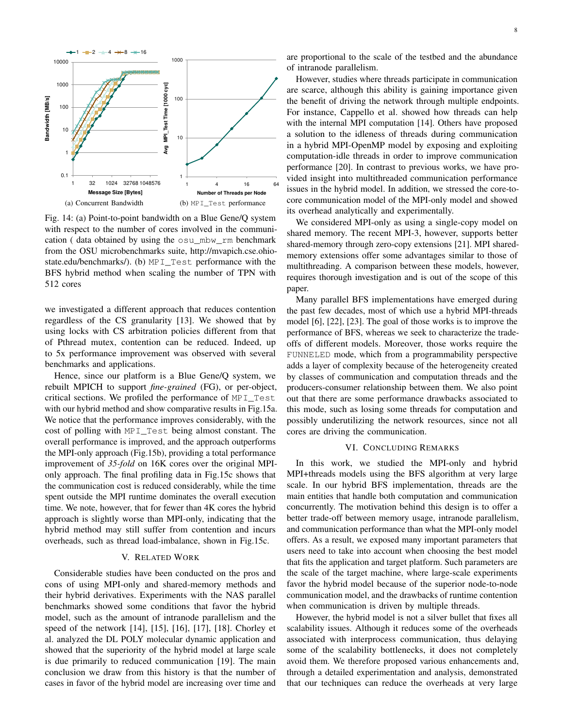— 1 — 2 — 4 — 8 — 16

10000
1000
100
10
1
0.1

Bandwidth [MB/s]

1 32 1024 32768 1048576

Message Size [Bytes]

(a) Concurrent Bandwidth

1000
100
10
1

Avg MPI_Test Time [1000 cyc]

1 4 16 64

Number of Threads per Node

(b) `MPI_Test` performance

Fig. 14: (a) Point-to-point bandwidth on a Blue Gene/Q system with respect to the number of cores involved in the communication ( data obtained by using the `osu_mbw_rm` benchmark from the OSU microbenchmarks suite, http://mvapich.cse.ohio-state.edu/benchmarks/). (b) `MPI_Test` performance with the BFS hybrid method when scaling the number of TPN with 512 cores

we investigated a different approach that reduces contention regardless of the CS granularity [13]. We showed that by using locks with CS arbitration policies different from that of Pthread mutex, contention can be reduced. Indeed, up to 5x performance improvement was observed with several benchmarks and applications.

Hence, since our platform is a Blue Gene/Q system, we rebuilt MPICH to support *fine-grained* (FG), or per-object, critical sections. We profiled the performance of `MPI_Test` with our hybrid method and show comparative results in Fig.15a. We notice that the performance improves considerably, with the cost of polling with `MPI_Test` being almost constant. The overall performance is improved, and the approach outperforms the MPI-only approach (Fig.15b), providing a total performance improvement of *35-fold* on 16K cores over the original MPI-only approach. The final profiling data in Fig.15c shows that the communication cost is reduced considerably, while the time spent outside the MPI runtime dominates the overall execution time. We note, however, that for fewer than 4K cores the hybrid approach is slightly worse than MPI-only, indicating that the hybrid method may still suffer from contention and incurs overheads, such as thread load-imbalance, shown in Fig.15c.

## V. Related Work

Considerable studies have been conducted on the pros and cons of using MPI-only and shared-memory methods and their hybrid derivatives. Experiments with the NAS parallel benchmarks showed some conditions that favor the hybrid model, such as the amount of intranode parallelism and the speed of the network [14], [15], [16], [17], [18]. Chorley et al. analyzed the DL POLY molecular dynamic application and showed that the superiority of the hybrid model at large scale is due primarily to reduced communication [19]. The main conclusion we draw from this history is that the number of cases in favor of the hybrid model are increasing over time and are proportional to the scale of the testbed and the abundance of intranode parallelism.

However, studies where threads participate in communication are scarce, although this ability is gaining importance given the benefit of driving the network through multiple endpoints. For instance, Cappello et al. showed how threads can help with the internal MPI computation [14]. Others have proposed a solution to the idleness of threads during communication in a hybrid MPI-OpenMP model by exposing and exploiting computation-idle threads in order to improve communication performance [20]. In contrast to previous works, we have provided insight into multithreaded communication performance issues in the hybrid model. In addition, we stressed the core-to-core communication model of the MPI-only model and showed its overhead analytically and experimentally.

We considered MPI-only as using a single-copy model on shared memory. The recent MPI-3, however, supports better shared-memory through zero-copy extensions [21]. MPI shared-memory extensions offer some advantages similar to those of multithreading. A comparison between these models, however, requires thorough investigation and is out of the scope of this paper.

Many parallel BFS implementations have emerged during the past few decades, most of which use a hybrid MPI-threads model [6], [22], [23]. The goal of those works is to improve the performance of BFS, whereas we seek to characterize the trade-offs of different models. Moreover, those works require the `FUNNELED` mode, which from a programmability perspective adds a layer of complexity because of the heterogeneity created by classes of communication and computation threads and the producers-consumer relationship between them. We also point out that there are some performance drawbacks associated to this mode, such as losing some threads for computation and possibly underutilizing the network resources, since not all cores are driving the communication.

## VI. Concluding Remarks

In this work, we studied the MPI-only and hybrid MPI+threads models using the BFS algorithm at very large scale. In our hybrid BFS implementation, threads are the main entities that handle both computation and communication concurrently. The motivation behind this design is to offer a better trade-off between memory usage, intranode parallelism, and communication performance than what the MPI-only model offers. As a result, we exposed many important parameters that users need to take into account when choosing the best model that fits the application and target platform. Such parameters are the scale of the target machine, where large-scale experiments favor the hybrid model because of the superior node-to-node communication model, and the drawbacks of runtime contention when communication is driven by multiple threads.

However, the hybrid model is not a silver bullet that fixes all scalability issues. Although it reduces some of the overheads associated with interprocess communication, thus delaying some of the scalability bottlenecks, it does not completely avoid them. We therefore proposed various enhancements and, through a detailed experimentation and analysis, demonstrated that our techniques can reduce the overheads at very large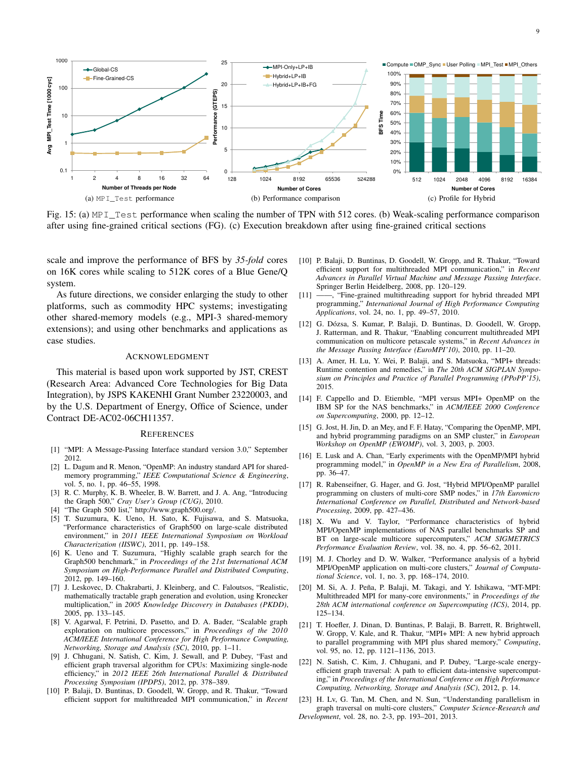1000

100

10

1

0.1

Avg MPI_Test Time [1000 cyc]

Global-CS

Fine-Grained-CS

1 2 4 8 16 32 64

Number of Threads per Node

(a) MPI_Test performance

25

20

15

10

5

0

Performance (GTEPS)

MPI-Only+LP+IB

Hybrid+LP+IB

Hybrid+LP+IB+FG

128 1024 8192 65536 524288

Number of Cores

(b) Performance comparison

Compute, OMP_Sync, User Polling, MPI_Test, MPI_Others

100% 90% 80% 70% 60% 50% 40% 30% 20% 10% 0%

BFS Time

512 1024 2048 4096 8192 16384

Number of Cores

(c) Profile for Hybrid

Fig. 15: (a) MPI_Test performance when scaling the number of TPN with 512 cores. (b) Weak-scaling performance comparison after using fine-grained critical sections (FG). (c) Execution breakdown after using fine-grained critical sections

scale and improve the performance of BFS by *35-fold* cores on 16K cores while scaling to 512K cores of a Blue Gene/Q system.

As future directions, we consider enlarging the study to other platforms, such as commodity HPC systems; investigating other shared-memory models (e.g., MPI-3 shared-memory extensions); and using other benchmarks and applications as case studies.

## Acknowledgment

This material is based upon work supported by JST, CREST (Research Area: Advanced Core Technologies for Big Data Integration), by JSPS KAKENHI Grant Number 23220003, and by the U.S. Department of Energy, Office of Science, under Contract DE-AC02-06CH11357.

## References

[1] "MPI: A Message-Passing Interface standard version 3.0," September 2012.

[2] L. Dagum and R. Menon, "OpenMP: An industry standard API for shared-memory programming," *IEEE Computational Science & Engineering*, vol. 5, no. 1, pp. 46–55, 1998.

[3] R. C. Murphy, K. B. Wheeler, B. W. Barrett, and J. A. Ang, "Introducing the Graph 500," *Cray User's Group (CUG)*, 2010.

[4] "The Graph 500 list," http://www.graph500.org/.

[5] T. Suzumura, K. Ueno, H. Sato, K. Fujisawa, and S. Matsuoka, "Performance characteristics of Graph500 on large-scale distributed environment," in *2011 IEEE International Symposium on Workload Characterization (IISWC)*, 2011, pp. 149–158.

[6] K. Ueno and T. Suzumura, "Highly scalable graph search for the Graph500 benchmark," in *Proceedings of the 21st International ACM Symposium on High-Performance Parallel and Distributed Computing*, 2012, pp. 149–160.

[7] J. Leskovec, D. Chakrabarti, J. Kleinberg, and C. Faloutsos, "Realistic, mathematically tractable graph generation and evolution, using Kronecker multiplication," in *2005 Knowledge Discovery in Databases (PKDD)*, 2005, pp. 133–145.

[8] V. Agarwal, F. Petrini, D. Pasetto, and D. A. Bader, "Scalable graph exploration on multicore processors," in *Proceedings of the 2010 ACM/IEEE International Conference for High Performance Computing, Networking, Storage and Analysis (SC)*, 2010, pp. 1–11.

[9] J. Chhugani, N. Satish, C. Kim, J. Sewall, and P. Dubey, "Fast and efficient graph traversal algorithm for CPUs: Maximizing single-node efficiency," in *2012 IEEE 26th International Parallel & Distributed Processing Symposium (IPDPS)*, 2012, pp. 378–389.

[10] P. Balaji, D. Buntinas, D. Goodell, W. Gropp, and R. Thakur, "Toward efficient support for multithreaded MPI communication," in *Recent Advances in Parallel Virtual Machine and Message Passing Interface*. Springer Berlin Heidelberg, 2008, pp. 120–129.

[11] ——, "Fine-grained multithreading support for hybrid threaded MPI programming," *International Journal of High Performance Computing Applications*, vol. 24, no. 1, pp. 49–57, 2010.

[12] G. Dózsa, S. Kumar, P. Balaji, D. Buntinas, D. Goodell, W. Gropp, J. Ratterman, and R. Thakur, "Enabling concurrent multithreaded MPI communication on multicore petascale systems," in *Recent Advances in the Message Passing Interface (EuroMPI'10)*, 2010, pp. 11–20.

[13] A. Amer, H. Lu, Y. Wei, P. Balaji, and S. Matsuoka, "MPI+ threads: Runtime contention and remedies," in *The 20th ACM SIGPLAN Symposium on Principles and Practice of Parallel Programming (PPoPP'15)*, 2015.

[14] F. Cappello and D. Etiemble, "MPI versus MPI+ OpenMP on the IBM SP for the NAS benchmarks," in *ACM/IEEE 2000 Conference on Supercomputing*, 2000, pp. 12–12.

[15] G. Jost, H. Jin, D. an Mey, and F. F. Hatay, "Comparing the OpenMP, MPI, and hybrid programming paradigms on an SMP cluster," in *European Workshop on OpenMP (EWOMP)*, vol. 3, 2003, p. 2003.

[16] E. Lusk and A. Chan, "Early experiments with the OpenMP/MPI hybrid programming model," in *OpenMP in a New Era of Parallelism*, 2008, pp. 36–47.

[17] R. Rabenseifner, G. Hager, and G. Jost, "Hybrid MPI/OpenMP parallel programming on clusters of multi-core SMP nodes," in *17th Euromicro International Conference on Parallel, Distributed and Network-based Processing*, 2009, pp. 427–436.

[18] X. Wu and V. Taylor, "Performance characteristics of hybrid MPI/OpenMP implementations of NAS parallel benchmarks SP and BT on large-scale multicore supercomputers," *ACM SIGMETRICS Performance Evaluation Review*, vol. 38, no. 4, pp. 56–62, 2011.

[19] M. J. Chorley and D. W. Walker, "Performance analysis of a hybrid MPI/OpenMP application on multi-core clusters," *Journal of Computational Science*, vol. 1, no. 3, pp. 168–174, 2010.

[20] M. Si, A. J. Peña, P. Balaji, M. Takagi, and Y. Ishikawa, "MT-MPI: Multithreaded MPI for many-core environments," in *Proceedings of the 28th ACM international conference on Supercomputing (ICS)*, 2014, pp. 125–134.

[21] T. Hoefler, J. Dinan, D. Buntinas, P. Balaji, B. Barrett, R. Brightwell, W. Gropp, V. Kale, and R. Thakur, "MPI+ MPI: A new hybrid approach to parallel programming with MPI plus shared memory," *Computing*, vol. 95, no. 12, pp. 1121–1136, 2013.

[22] N. Satish, C. Kim, J. Chhugani, and P. Dubey, "Large-scale energy-efficient graph traversal: A path to efficient data-intensive supercomputing," in *Proceedings of the International Conference on High Performance Computing, Networking, Storage and Analysis (SC)*, 2012, p. 14.

[23] H. Lv, G. Tan, M. Chen, and N. Sun, "Understanding parallelism in graph traversal on multi-core clusters," *Computer Science-Research and Development*, vol. 28, no. 2-3, pp. 193–201, 2013.